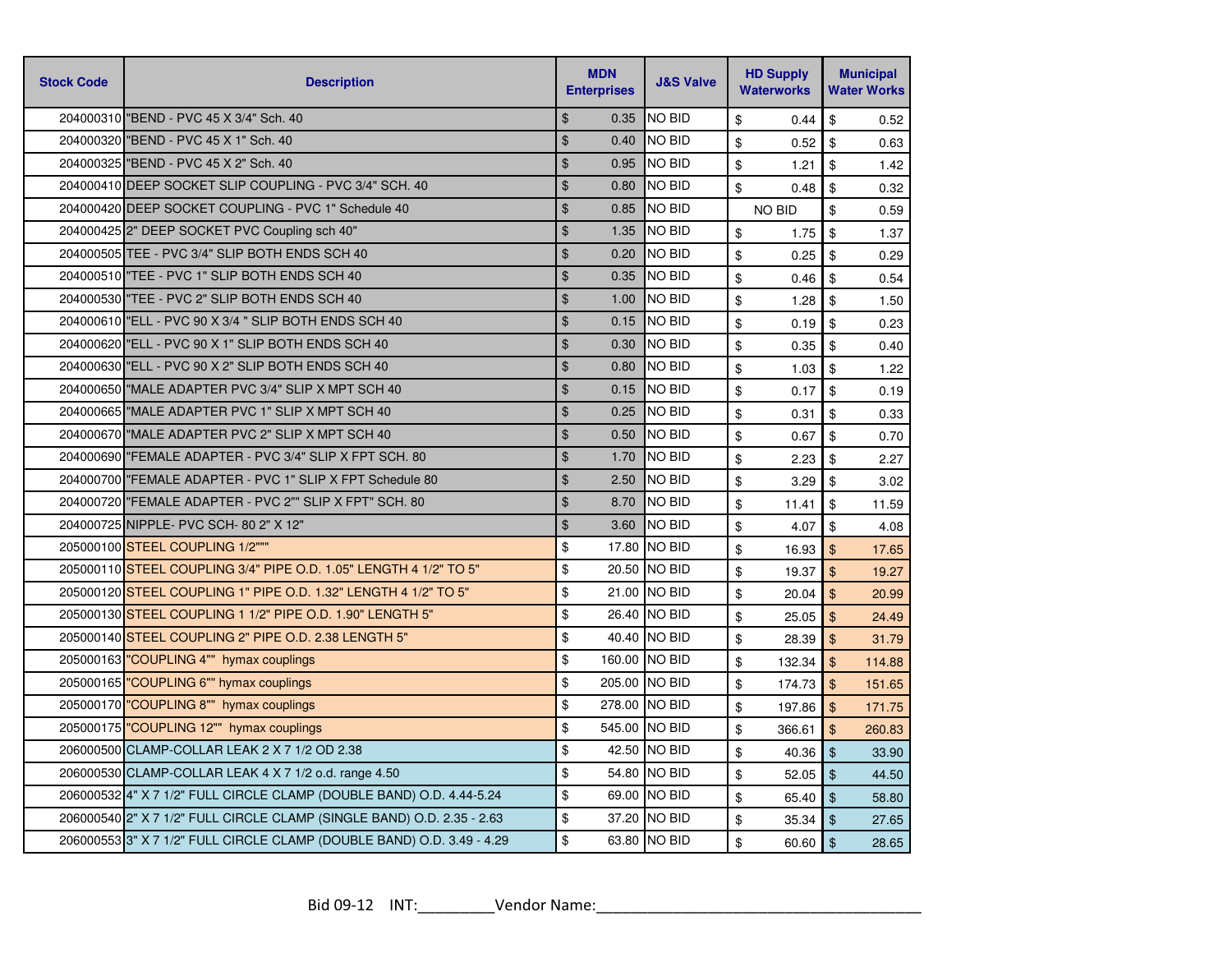| Stock Code | Description | MDN Enterprises | J&S Valve | HD Supply Waterworks | Municipal Water Works |
|---|---|---|---|---|---|
| 204000310 | "BEND - PVC 45 X 3/4" Sch. 40 | $ 0.35 | NO BID | $ 0.44 | $ 0.52 |
| 204000320 | "BEND - PVC 45 X 1" Sch. 40 | $ 0.40 | NO BID | $ 0.52 | $ 0.63 |
| 204000325 | "BEND - PVC 45 X 2" Sch. 40 | $ 0.95 | NO BID | $ 1.21 | $ 1.42 |
| 204000410 | DEEP SOCKET SLIP COUPLING - PVC 3/4" SCH. 40 | $ 0.80 | NO BID | $ 0.48 | $ 0.32 |
| 204000420 | DEEP SOCKET COUPLING - PVC 1" Schedule 40 | $ 0.85 | NO BID | NO BID | $ 0.59 |
| 204000425 | 2" DEEP SOCKET PVC Coupling sch 40" | $ 1.35 | NO BID | $ 1.75 | $ 1.37 |
| 204000505 | TEE - PVC 3/4" SLIP BOTH ENDS SCH 40 | $ 0.20 | NO BID | $ 0.25 | $ 0.29 |
| 204000510 | "TEE - PVC 1" SLIP BOTH ENDS SCH 40 | $ 0.35 | NO BID | $ 0.46 | $ 0.54 |
| 204000530 | "TEE - PVC 2" SLIP BOTH ENDS SCH 40 | $ 1.00 | NO BID | $ 1.28 | $ 1.50 |
| 204000610 | "ELL - PVC 90 X 3/4 " SLIP BOTH ENDS SCH 40 | $ 0.15 | NO BID | $ 0.19 | $ 0.23 |
| 204000620 | "ELL - PVC 90 X 1" SLIP BOTH ENDS SCH 40 | $ 0.30 | NO BID | $ 0.35 | $ 0.40 |
| 204000630 | "ELL - PVC 90 X 2" SLIP BOTH ENDS SCH 40 | $ 0.80 | NO BID | $ 1.03 | $ 1.22 |
| 204000650 | "MALE ADAPTER PVC 3/4" SLIP X MPT SCH 40 | $ 0.15 | NO BID | $ 0.17 | $ 0.19 |
| 204000665 | "MALE ADAPTER PVC 1" SLIP X MPT SCH 40 | $ 0.25 | NO BID | $ 0.31 | $ 0.33 |
| 204000670 | "MALE ADAPTER PVC 2" SLIP X MPT SCH 40 | $ 0.50 | NO BID | $ 0.67 | $ 0.70 |
| 204000690 | "FEMALE ADAPTER - PVC 3/4" SLIP X FPT SCH. 80 | $ 1.70 | NO BID | $ 2.23 | $ 2.27 |
| 204000700 | "FEMALE ADAPTER - PVC 1" SLIP X FPT Schedule 80 | $ 2.50 | NO BID | $ 3.29 | $ 3.02 |
| 204000720 | "FEMALE ADAPTER - PVC 2"" SLIP X FPT" SCH. 80 | $ 8.70 | NO BID | $ 11.41 | $ 11.59 |
| 204000725 | NIPPLE- PVC SCH- 80 2" X 12" | $ 3.60 | NO BID | $ 4.07 | $ 4.08 |
| 205000100 | STEEL COUPLING 1/2""" | $ 17.80 | NO BID | $ 16.93 | $ 17.65 |
| 205000110 | STEEL COUPLING 3/4" PIPE O.D. 1.05" LENGTH 4 1/2" TO 5" | $ 20.50 | NO BID | $ 19.37 | $ 19.27 |
| 205000120 | STEEL COUPLING 1" PIPE O.D. 1.32" LENGTH 4 1/2" TO 5" | $ 21.00 | NO BID | $ 20.04 | $ 20.99 |
| 205000130 | STEEL COUPLING 1 1/2" PIPE O.D. 1.90" LENGTH 5" | $ 26.40 | NO BID | $ 25.05 | $ 24.49 |
| 205000140 | STEEL COUPLING 2" PIPE O.D. 2.38 LENGTH 5" | $ 40.40 | NO BID | $ 28.39 | $ 31.79 |
| 205000163 | "COUPLING 4"" hymax couplings | $ 160.00 | NO BID | $ 132.34 | $ 114.88 |
| 205000165 | "COUPLING 6"" hymax couplings | $ 205.00 | NO BID | $ 174.73 | $ 151.65 |
| 205000170 | "COUPLING 8"" hymax couplings | $ 278.00 | NO BID | $ 197.86 | $ 171.75 |
| 205000175 | "COUPLING 12"" hymax couplings | $ 545.00 | NO BID | $ 366.61 | $ 260.83 |
| 206000500 | CLAMP-COLLAR LEAK 2 X 7 1/2 OD 2.38 | $ 42.50 | NO BID | $ 40.36 | $ 33.90 |
| 206000530 | CLAMP-COLLAR LEAK 4 X 7 1/2 o.d. range 4.50 | $ 54.80 | NO BID | $ 52.05 | $ 44.50 |
| 206000532 | 4" X 7 1/2" FULL CIRCLE CLAMP (DOUBLE BAND) O.D. 4.44-5.24 | $ 69.00 | NO BID | $ 65.40 | $ 58.80 |
| 206000540 | 2" X 7 1/2" FULL CIRCLE CLAMP (SINGLE BAND) O.D. 2.35 - 2.63 | $ 37.20 | NO BID | $ 35.34 | $ 27.65 |
| 206000553 | 3" X 7 1/2" FULL CIRCLE CLAMP (DOUBLE BAND) O.D. 3.49 - 4.29 | $ 63.80 | NO BID | $ 60.60 | $ 28.65 |

Bid 09-12 INT:_________Vendor Name:_______________________________________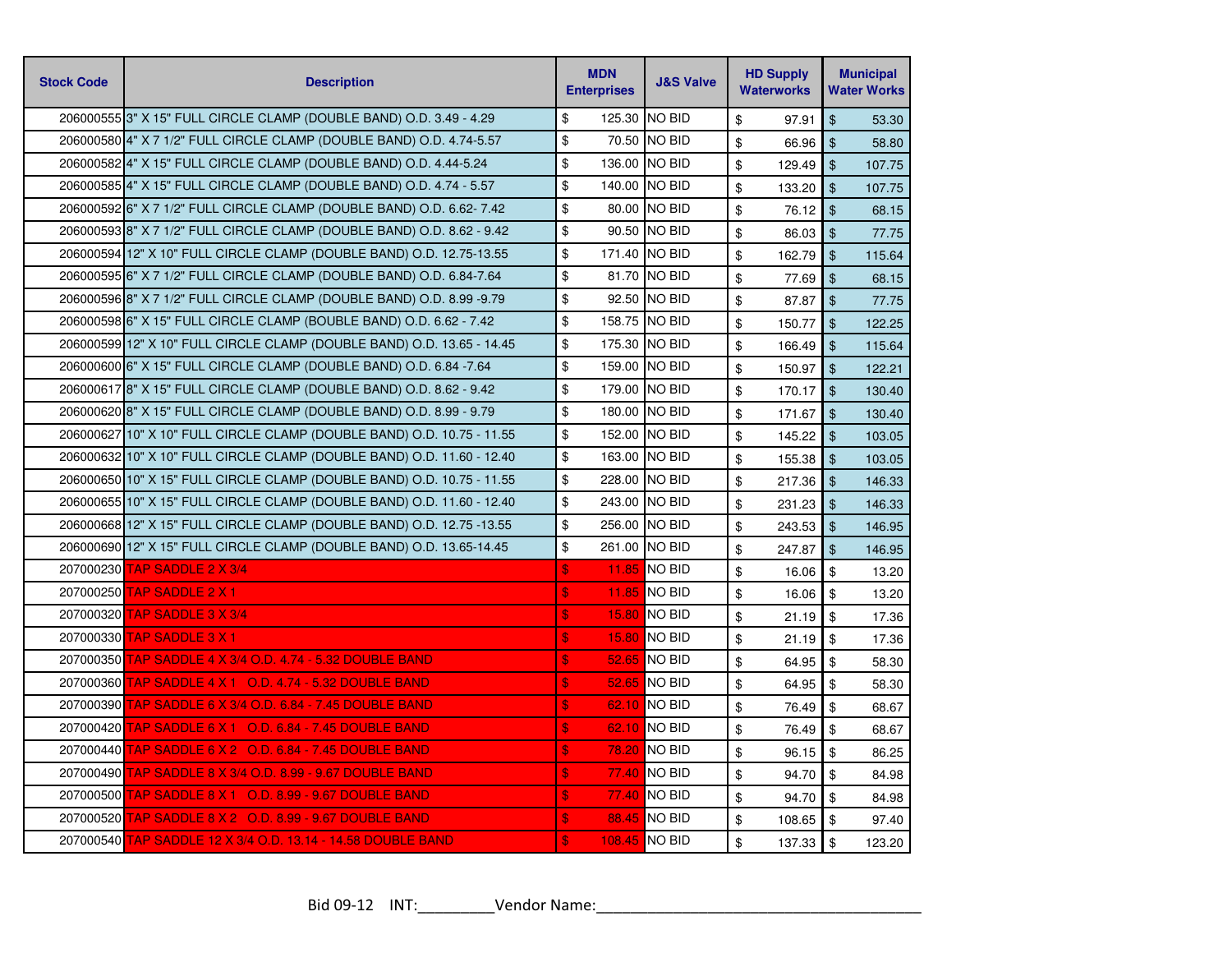| Stock Code | Description | MDN Enterprises | J&S Valve | HD Supply Waterworks | Municipal Water Works |
|---|---|---|---|---|---|
| 206000555 | 3" X 15" FULL CIRCLE CLAMP (DOUBLE BAND) O.D. 3.49 - 4.29 | $ 125.30 | NO BID | $ 97.91 | $ 53.30 |
| 206000580 | 4" X 7 1/2" FULL CIRCLE CLAMP (DOUBLE BAND) O.D. 4.74-5.57 | $ 70.50 | NO BID | $ 66.96 | $ 58.80 |
| 206000582 | 4" X 15" FULL CIRCLE CLAMP (DOUBLE BAND) O.D. 4.44-5.24 | $ 136.00 | NO BID | $ 129.49 | $ 107.75 |
| 206000585 | 4" X 15" FULL CIRCLE CLAMP (DOUBLE BAND) O.D. 4.74 - 5.57 | $ 140.00 | NO BID | $ 133.20 | $ 107.75 |
| 206000592 | 6" X 7 1/2" FULL CIRCLE CLAMP (DOUBLE BAND) O.D. 6.62- 7.42 | $ 80.00 | NO BID | $ 76.12 | $ 68.15 |
| 206000593 | 8" X 7 1/2" FULL CIRCLE CLAMP (DOUBLE BAND) O.D. 8.62 - 9.42 | $ 90.50 | NO BID | $ 86.03 | $ 77.75 |
| 206000594 | 12" X 10" FULL CIRCLE CLAMP (DOUBLE BAND) O.D. 12.75-13.55 | $ 171.40 | NO BID | $ 162.79 | $ 115.64 |
| 206000595 | 6" X 7 1/2" FULL CIRCLE CLAMP (DOUBLE BAND) O.D. 6.84-7.64 | $ 81.70 | NO BID | $ 77.69 | $ 68.15 |
| 206000596 | 8" X 7 1/2" FULL CIRCLE CLAMP (DOUBLE BAND) O.D. 8.99 -9.79 | $ 92.50 | NO BID | $ 87.87 | $ 77.75 |
| 206000598 | 6" X 15" FULL CIRCLE CLAMP (BOUBLE BAND) O.D. 6.62 - 7.42 | $ 158.75 | NO BID | $ 150.77 | $ 122.25 |
| 206000599 | 12" X 10" FULL CIRCLE CLAMP (DOUBLE BAND) O.D. 13.65 - 14.45 | $ 175.30 | NO BID | $ 166.49 | $ 115.64 |
| 206000600 | 6" X 15" FULL CIRCLE CLAMP (DOUBLE BAND) O.D. 6.84 -7.64 | $ 159.00 | NO BID | $ 150.97 | $ 122.21 |
| 206000617 | 8" X 15" FULL CIRCLE CLAMP (DOUBLE BAND) O.D. 8.62 - 9.42 | $ 179.00 | NO BID | $ 170.17 | $ 130.40 |
| 206000620 | 8" X 15" FULL CIRCLE CLAMP (DOUBLE BAND) O.D. 8.99 - 9.79 | $ 180.00 | NO BID | $ 171.67 | $ 130.40 |
| 206000627 | 10" X 10" FULL CIRCLE CLAMP (DOUBLE BAND) O.D. 10.75 - 11.55 | $ 152.00 | NO BID | $ 145.22 | $ 103.05 |
| 206000632 | 10" X 10" FULL CIRCLE CLAMP (DOUBLE BAND) O.D. 11.60 - 12.40 | $ 163.00 | NO BID | $ 155.38 | $ 103.05 |
| 206000650 | 10" X 15" FULL CIRCLE CLAMP (DOUBLE BAND) O.D. 10.75 - 11.55 | $ 228.00 | NO BID | $ 217.36 | $ 146.33 |
| 206000655 | 10" X 15" FULL CIRCLE CLAMP (DOUBLE BAND) O.D. 11.60 - 12.40 | $ 243.00 | NO BID | $ 231.23 | $ 146.33 |
| 206000668 | 12" X 15" FULL CIRCLE CLAMP (DOUBLE BAND) O.D. 12.75 -13.55 | $ 256.00 | NO BID | $ 243.53 | $ 146.95 |
| 206000690 | 12" X 15" FULL CIRCLE CLAMP (DOUBLE BAND) O.D. 13.65-14.45 | $ 261.00 | NO BID | $ 247.87 | $ 146.95 |
| 207000230 | TAP SADDLE 2 X 3/4 | $ 11.85 | NO BID | $ 16.06 | $ 13.20 |
| 207000250 | TAP SADDLE 2 X 1 | $ 11.85 | NO BID | $ 16.06 | $ 13.20 |
| 207000320 | TAP SADDLE 3 X 3/4 | $ 15.80 | NO BID | $ 21.19 | $ 17.36 |
| 207000330 | TAP SADDLE 3 X 1 | $ 15.80 | NO BID | $ 21.19 | $ 17.36 |
| 207000350 | TAP SADDLE 4 X 3/4 O.D. 4.74 - 5.32 DOUBLE BAND | $ 52.65 | NO BID | $ 64.95 | $ 58.30 |
| 207000360 | TAP SADDLE 4 X 1 O.D. 4.74 - 5.32 DOUBLE BAND | $ 52.65 | NO BID | $ 64.95 | $ 58.30 |
| 207000390 | TAP SADDLE 6 X 3/4 O.D. 6.84 - 7.45 DOUBLE BAND | $ 62.10 | NO BID | $ 76.49 | $ 68.67 |
| 207000420 | TAP SADDLE 6 X 1 O.D. 6.84 - 7.45 DOUBLE BAND | $ 62.10 | NO BID | $ 76.49 | $ 68.67 |
| 207000440 | TAP SADDLE 6 X 2 O.D. 6.84 - 7.45 DOUBLE BAND | $ 78.20 | NO BID | $ 96.15 | $ 86.25 |
| 207000490 | TAP SADDLE 8 X 3/4 O.D. 8.99 - 9.67 DOUBLE BAND | $ 77.40 | NO BID | $ 94.70 | $ 84.98 |
| 207000500 | TAP SADDLE 8 X 1 O.D. 8.99 - 9.67 DOUBLE BAND | $ 77.40 | NO BID | $ 94.70 | $ 84.98 |
| 207000520 | TAP SADDLE 8 X 2 O.D. 8.99 - 9.67 DOUBLE BAND | $ 88.45 | NO BID | $ 108.65 | $ 97.40 |
| 207000540 | TAP SADDLE 12 X 3/4 O.D. 13.14 - 14.58 DOUBLE BAND | $ 108.45 | NO BID | $ 137.33 | $ 123.20 |

Bid 09-12 INT:_________Vendor Name:_______________________________________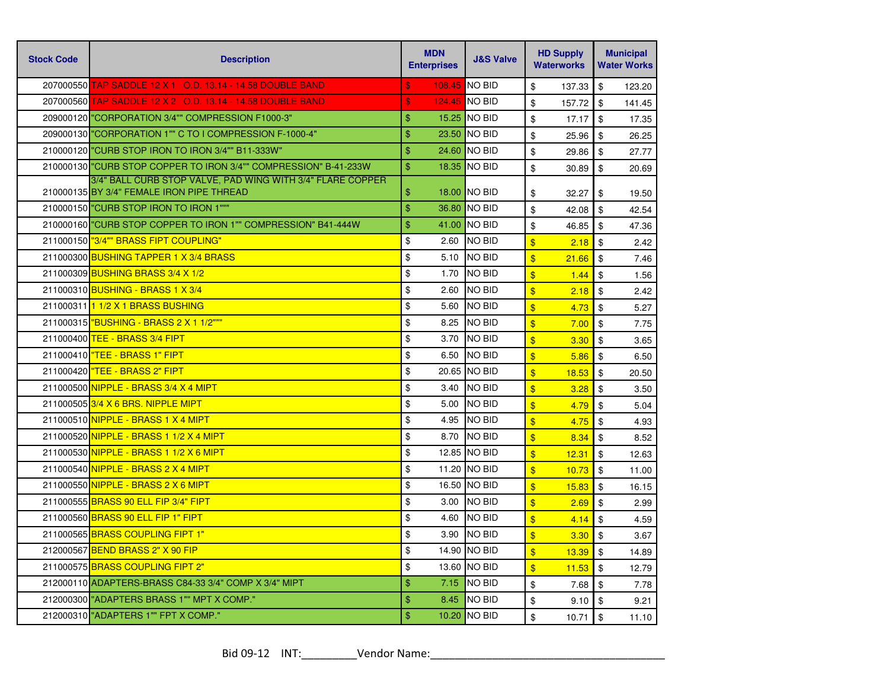| Stock Code | Description | MDN Enterprises | J&S Valve | HD Supply Waterworks | Municipal Water Works |
|---|---|---|---|---|---|
| 207000550 | TAP SADDLE 12 X 1 O.D. 13.14 - 14.58 DOUBLE BAND | $ 108.45 | NO BID | $ 137.33 | $ 123.20 |
| 207000560 | TAP SADDLE 12 X 2 O.D. 13.14 - 14.58 DOUBLE BAND | $ 124.45 | NO BID | $ 157.72 | $ 141.45 |
| 209000120 | "CORPORATION 3/4"" COMPRESSION F1000-3" | $ 15.25 | NO BID | $ 17.17 | $ 17.35 |
| 209000130 | "CORPORATION 1"" C TO I COMPRESSION F-1000-4" | $ 23.50 | NO BID | $ 25.96 | $ 26.25 |
| 210000120 | "CURB STOP IRON TO IRON 3/4"" B11-333W" | $ 24.60 | NO BID | $ 29.86 | $ 27.77 |
| 210000130 | "CURB STOP COPPER TO IRON 3/4"" COMPRESSION" B-41-233W | $ 18.35 | NO BID | $ 30.89 | $ 20.69 |
| 210000135 | 3/4" BALL CURB STOP VALVE, PAD WING WITH 3/4" FLARE COPPER BY 3/4" FEMALE IRON PIPE THREAD | $ 18.00 | NO BID | $ 32.27 | $ 19.50 |
| 210000150 | "CURB STOP IRON TO IRON 1""" | $ 36.80 | NO BID | $ 42.08 | $ 42.54 |
| 210000160 | "CURB STOP COPPER TO IRON 1"" COMPRESSION" B41-444W | $ 41.00 | NO BID | $ 46.85 | $ 47.36 |
| 211000150 | "3/4"" BRASS FIPT COUPLING" | $ 2.60 | NO BID | $ 2.18 | $ 2.42 |
| 211000300 | BUSHING TAPPER 1 X 3/4 BRASS | $ 5.10 | NO BID | $ 21.66 | $ 7.46 |
| 211000309 | BUSHING BRASS 3/4 X 1/2 | $ 1.70 | NO BID | $ 1.44 | $ 1.56 |
| 211000310 | BUSHING - BRASS 1 X 3/4 | $ 2.60 | NO BID | $ 2.18 | $ 2.42 |
| 211000311 | 1 1/2 X 1 BRASS BUSHING | $ 5.60 | NO BID | $ 4.73 | $ 5.27 |
| 211000315 | "BUSHING - BRASS 2 X 1 1/2""" | $ 8.25 | NO BID | $ 7.00 | $ 7.75 |
| 211000400 | TEE - BRASS 3/4 FIPT | $ 3.70 | NO BID | $ 3.30 | $ 3.65 |
| 211000410 | "TEE - BRASS 1" FIPT | $ 6.50 | NO BID | $ 5.86 | $ 6.50 |
| 211000420 | "TEE - BRASS 2" FIPT | $ 20.65 | NO BID | $ 18.53 | $ 20.50 |
| 211000500 | NIPPLE - BRASS 3/4 X 4 MIPT | $ 3.40 | NO BID | $ 3.28 | $ 3.50 |
| 211000505 | 3/4 X 6 BRS. NIPPLE MIPT | $ 5.00 | NO BID | $ 4.79 | $ 5.04 |
| 211000510 | NIPPLE - BRASS 1 X 4 MIPT | $ 4.95 | NO BID | $ 4.75 | $ 4.93 |
| 211000520 | NIPPLE - BRASS 1 1/2 X 4 MIPT | $ 8.70 | NO BID | $ 8.34 | $ 8.52 |
| 211000530 | NIPPLE - BRASS 1 1/2 X 6 MIPT | $ 12.85 | NO BID | $ 12.31 | $ 12.63 |
| 211000540 | NIPPLE - BRASS 2 X 4 MIPT | $ 11.20 | NO BID | $ 10.73 | $ 11.00 |
| 211000550 | NIPPLE - BRASS 2 X 6 MIPT | $ 16.50 | NO BID | $ 15.83 | $ 16.15 |
| 211000555 | BRASS 90 ELL FIP 3/4" FIPT | $ 3.00 | NO BID | $ 2.69 | $ 2.99 |
| 211000560 | BRASS 90 ELL FIP 1" FIPT | $ 4.60 | NO BID | $ 4.14 | $ 4.59 |
| 211000565 | BRASS COUPLING FIPT 1" | $ 3.90 | NO BID | $ 3.30 | $ 3.67 |
| 212000567 | BEND BRASS 2" X 90 FIP | $ 14.90 | NO BID | $ 13.39 | $ 14.89 |
| 211000575 | BRASS COUPLING FIPT 2" | $ 13.60 | NO BID | $ 11.53 | $ 12.79 |
| 212000110 | ADAPTERS-BRASS C84-33 3/4" COMP X 3/4" MIPT | $ 7.15 | NO BID | $ 7.68 | $ 7.78 |
| 212000300 | "ADAPTERS BRASS 1"" MPT X COMP." | $ 8.45 | NO BID | $ 9.10 | $ 9.21 |
| 212000310 | "ADAPTERS 1"" FPT X COMP." | $ 10.20 | NO BID | $ 10.71 | $ 11.10 |

Bid 09-12 INT:_________Vendor Name:_______________________________________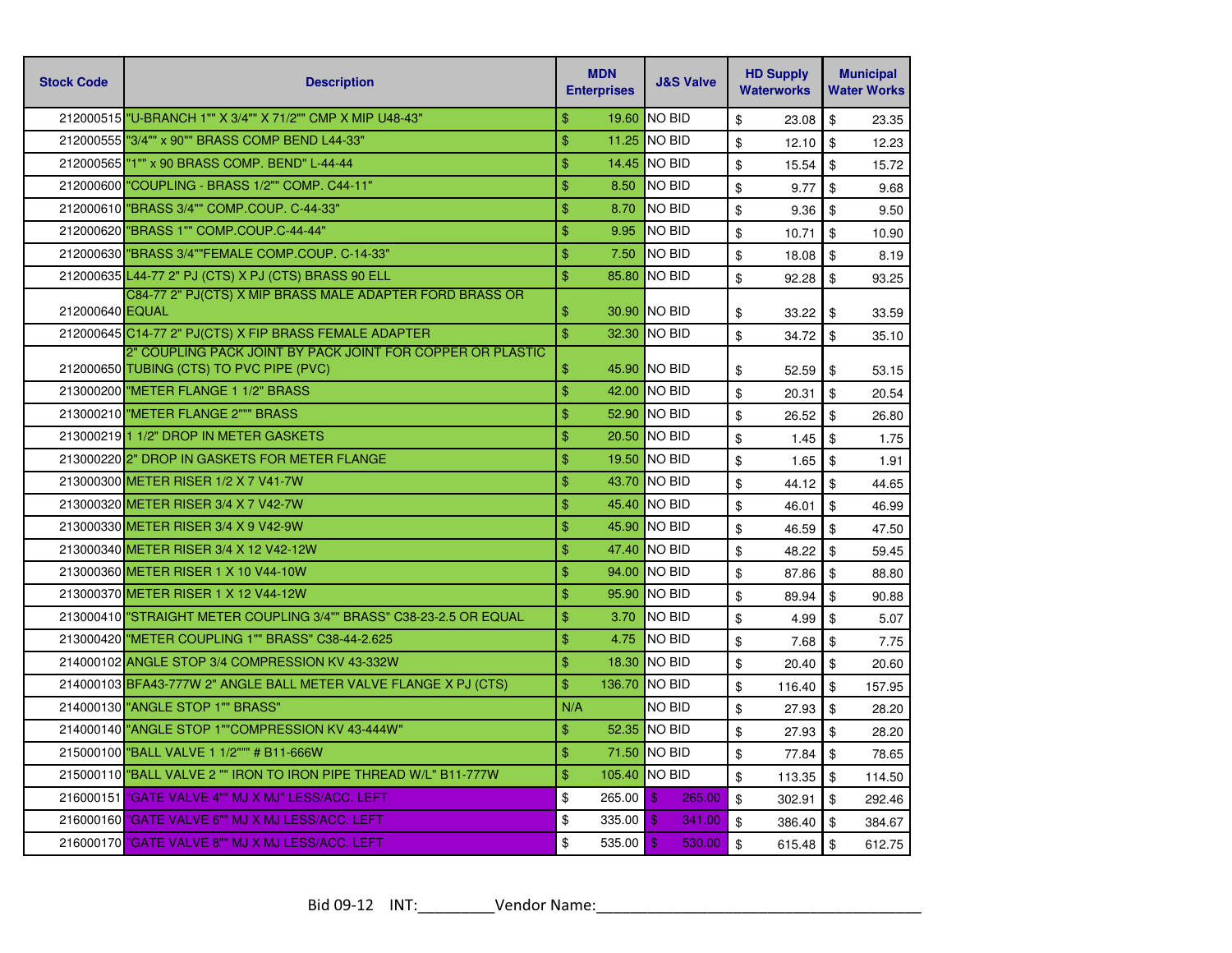| Stock Code | Description | MDN Enterprises | J&S Valve | HD Supply Waterworks | Municipal Water Works |
|---|---|---|---|---|---|
| 212000515 | "U-BRANCH 1"" X 3/4"" X 71/2"" CMP X MIP U48-43" | $ 19.60 | NO BID | $ 23.08 | $ 23.35 |
| 212000555 | "3/4"" x 90"" BRASS COMP BEND L44-33" | $ 11.25 | NO BID | $ 12.10 | $ 12.23 |
| 212000565 | "1"" x 90 BRASS COMP. BEND" L-44-44 | $ 14.45 | NO BID | $ 15.54 | $ 15.72 |
| 212000600 | "COUPLING - BRASS 1/2"" COMP. C44-11" | $ 8.50 | NO BID | $ 9.77 | $ 9.68 |
| 212000610 | "BRASS 3/4"" COMP.COUP. C-44-33" | $ 8.70 | NO BID | $ 9.36 | $ 9.50 |
| 212000620 | "BRASS 1"" COMP.COUP.C-44-44" | $ 9.95 | NO BID | $ 10.71 | $ 10.90 |
| 212000630 | "BRASS 3/4""FEMALE COMP.COUP. C-14-33" | $ 7.50 | NO BID | $ 18.08 | $ 8.19 |
| 212000635 | L44-77 2" PJ (CTS) X PJ (CTS) BRASS 90 ELL | $ 85.80 | NO BID | $ 92.28 | $ 93.25 |
| 212000640 | C84-77 2" PJ(CTS) X MIP BRASS MALE ADAPTER FORD BRASS OR EQUAL | $ 30.90 | NO BID | $ 33.22 | $ 33.59 |
| 212000645 | C14-77 2" PJ(CTS) X FIP BRASS FEMALE ADAPTER | $ 32.30 | NO BID | $ 34.72 | $ 35.10 |
| 212000650 | 2" COUPLING PACK JOINT BY PACK JOINT FOR COPPER OR PLASTIC TUBING (CTS) TO PVC PIPE (PVC) | $ 45.90 | NO BID | $ 52.59 | $ 53.15 |
| 213000200 | "METER FLANGE 1 1/2" BRASS | $ 42.00 | NO BID | $ 20.31 | $ 20.54 |
| 213000210 | "METER FLANGE 2""" BRASS | $ 52.90 | NO BID | $ 26.52 | $ 26.80 |
| 213000219 | 1 1/2" DROP IN METER GASKETS | $ 20.50 | NO BID | $ 1.45 | $ 1.75 |
| 213000220 | 2" DROP IN GASKETS FOR METER FLANGE | $ 19.50 | NO BID | $ 1.65 | $ 1.91 |
| 213000300 | METER RISER 1/2 X 7 V41-7W | $ 43.70 | NO BID | $ 44.12 | $ 44.65 |
| 213000320 | METER RISER 3/4 X 7 V42-7W | $ 45.40 | NO BID | $ 46.01 | $ 46.99 |
| 213000330 | METER RISER 3/4 X 9 V42-9W | $ 45.90 | NO BID | $ 46.59 | $ 47.50 |
| 213000340 | METER RISER 3/4 X 12 V42-12W | $ 47.40 | NO BID | $ 48.22 | $ 59.45 |
| 213000360 | METER RISER 1 X 10 V44-10W | $ 94.00 | NO BID | $ 87.86 | $ 88.80 |
| 213000370 | METER RISER 1 X 12 V44-12W | $ 95.90 | NO BID | $ 89.94 | $ 90.88 |
| 213000410 | "STRAIGHT METER COUPLING 3/4"" BRASS" C38-23-2.5 OR EQUAL | $ 3.70 | NO BID | $ 4.99 | $ 5.07 |
| 213000420 | "METER COUPLING 1"" BRASS" C38-44-2.625 | $ 4.75 | NO BID | $ 7.68 | $ 7.75 |
| 214000102 | ANGLE STOP 3/4 COMPRESSION KV 43-332W | $ 18.30 | NO BID | $ 20.40 | $ 20.60 |
| 214000103 | BFA43-777W 2" ANGLE BALL METER VALVE FLANGE X PJ (CTS) | $ 136.70 | NO BID | $ 116.40 | $ 157.95 |
| 214000130 | "ANGLE STOP 1"" BRASS" | N/A | NO BID | $ 27.93 | $ 28.20 |
| 214000140 | "ANGLE STOP 1""COMPRESSION KV 43-444W" | $ 52.35 | NO BID | $ 27.93 | $ 28.20 |
| 215000100 | "BALL VALVE 1 1/2""" # B11-666W | $ 71.50 | NO BID | $ 77.84 | $ 78.65 |
| 215000110 | "BALL VALVE 2 "" IRON TO IRON PIPE THREAD W/L" B11-777W | $ 105.40 | NO BID | $ 113.35 | $ 114.50 |
| 216000151 | "GATE VALVE 4"" MJ X MJ" LESS/ACC. LEFT | $ 265.00 | $ 265.00 | $ 302.91 | $ 292.46 |
| 216000160 | "GATE VALVE 6"" MJ X MJ LESS/ACC. LEFT | $ 335.00 | $ 341.00 | $ 386.40 | $ 384.67 |
| 216000170 | "GATE VALVE 8"" MJ X MJ LESS/ACC. LEFT | $ 535.00 | $ 530.00 | $ 615.48 | $ 612.75 |

Bid 09-12 INT:_________Vendor Name:_______________________________________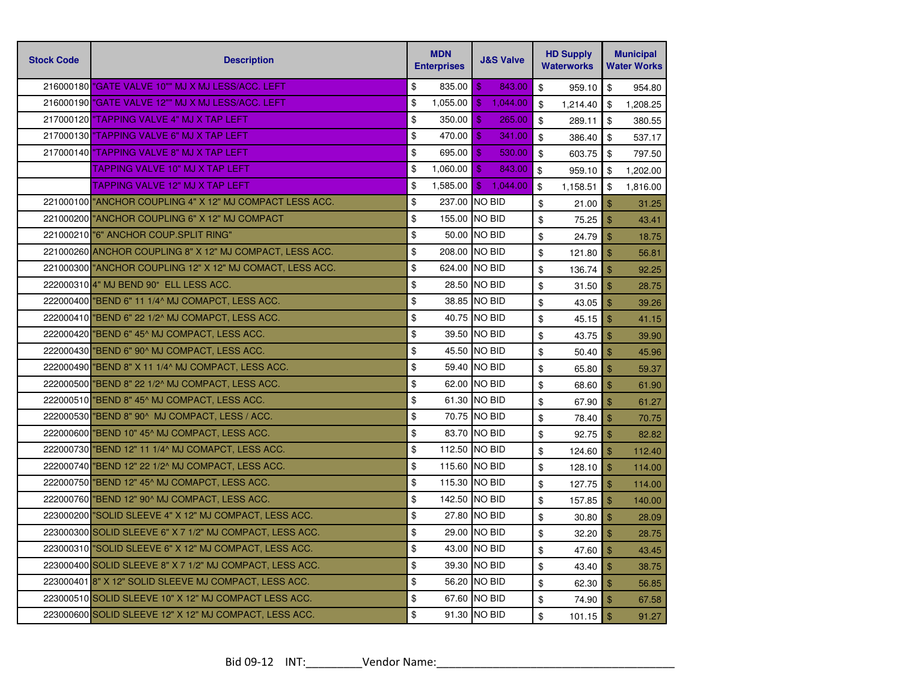| Stock Code | Description | MDN Enterprises | J&S Valve | HD Supply Waterworks | Municipal Water Works |
|---|---|---|---|---|---|
| 216000180 | "GATE VALVE 10"" MJ X MJ LESS/ACC. LEFT | $ 835.00 | $ 843.00 | $ 959.10 | $ 954.80 |
| 216000190 | "GATE VALVE 12"" MJ X MJ LESS/ACC. LEFT | $ 1,055.00 | $ 1,044.00 | $ 1,214.40 | $ 1,208.25 |
| 217000120 | "TAPPING VALVE 4" MJ X TAP LEFT | $ 350.00 | $ 265.00 | $ 289.11 | $ 380.55 |
| 217000130 | "TAPPING VALVE 6" MJ X TAP LEFT | $ 470.00 | $ 341.00 | $ 386.40 | $ 537.17 |
| 217000140 | "TAPPING VALVE 8" MJ X TAP LEFT | $ 695.00 | $ 530.00 | $ 603.75 | $ 797.50 |
| | TAPPING VALVE 10" MJ X TAP LEFT | $ 1,060.00 | $ 843.00 | $ 959.10 | $ 1,202.00 |
| | TAPPING VALVE 12" MJ X TAP LEFT | $ 1,585.00 | $ 1,044.00 | $ 1,158.51 | $ 1,816.00 |
| 221000100 | "ANCHOR COUPLING 4" X 12" MJ COMPACT LESS ACC. | $ 237.00 | NO BID | $ 21.00 | $ 31.25 |
| 221000200 | "ANCHOR COUPLING 6" X 12" MJ COMPACT | $ 155.00 | NO BID | $ 75.25 | $ 43.41 |
| 221000210 | "6" ANCHOR COUP.SPLIT RING" | $ 50.00 | NO BID | $ 24.79 | $ 18.75 |
| 221000260 | ANCHOR COUPLING 8" X 12" MJ COMPACT, LESS ACC. | $ 208.00 | NO BID | $ 121.80 | $ 56.81 |
| 221000300 | "ANCHOR COUPLING 12" X 12" MJ COMACT, LESS ACC. | $ 624.00 | NO BID | $ 136.74 | $ 92.25 |
| 222000310 | 4" MJ BEND 90° ELL LESS ACC. | $ 28.50 | NO BID | $ 31.50 | $ 28.75 |
| 222000400 | "BEND 6" 11 1/4^ MJ COMAPCT, LESS ACC. | $ 38.85 | NO BID | $ 43.05 | $ 39.26 |
| 222000410 | "BEND 6" 22 1/2^ MJ COMAPCT, LESS ACC. | $ 40.75 | NO BID | $ 45.15 | $ 41.15 |
| 222000420 | "BEND 6" 45^ MJ COMPACT, LESS ACC. | $ 39.50 | NO BID | $ 43.75 | $ 39.90 |
| 222000430 | "BEND 6" 90^ MJ COMPACT, LESS ACC. | $ 45.50 | NO BID | $ 50.40 | $ 45.96 |
| 222000490 | "BEND 8" X 11 1/4^ MJ COMPACT, LESS ACC. | $ 59.40 | NO BID | $ 65.80 | $ 59.37 |
| 222000500 | "BEND 8" 22 1/2^ MJ COMPACT, LESS ACC. | $ 62.00 | NO BID | $ 68.60 | $ 61.90 |
| 222000510 | "BEND 8" 45^ MJ COMPACT, LESS ACC. | $ 61.30 | NO BID | $ 67.90 | $ 61.27 |
| 222000530 | "BEND 8" 90^ MJ COMPACT, LESS / ACC. | $ 70.75 | NO BID | $ 78.40 | $ 70.75 |
| 222000600 | "BEND 10" 45^ MJ COMPACT, LESS ACC. | $ 83.70 | NO BID | $ 92.75 | $ 82.82 |
| 222000730 | "BEND 12" 11 1/4^ MJ COMAPCT, LESS ACC. | $ 112.50 | NO BID | $ 124.60 | $ 112.40 |
| 222000740 | "BEND 12" 22 1/2^ MJ COMPACT, LESS ACC. | $ 115.60 | NO BID | $ 128.10 | $ 114.00 |
| 222000750 | "BEND 12" 45^ MJ COMAPCT, LESS ACC. | $ 115.30 | NO BID | $ 127.75 | $ 114.00 |
| 222000760 | "BEND 12" 90^ MJ COMPACT, LESS ACC. | $ 142.50 | NO BID | $ 157.85 | $ 140.00 |
| 223000200 | "SOLID SLEEVE 4" X 12" MJ COMPACT, LESS ACC. | $ 27.80 | NO BID | $ 30.80 | $ 28.09 |
| 223000300 | SOLID SLEEVE 6" X 7 1/2" MJ COMPACT, LESS ACC. | $ 29.00 | NO BID | $ 32.20 | $ 28.75 |
| 223000310 | "SOLID SLEEVE 6" X 12" MJ COMPACT, LESS ACC. | $ 43.00 | NO BID | $ 47.60 | $ 43.45 |
| 223000400 | SOLID SLEEVE 8" X 7 1/2" MJ COMPACT, LESS ACC. | $ 39.30 | NO BID | $ 43.40 | $ 38.75 |
| 223000401 | 8" X 12" SOLID SLEEVE MJ COMPACT, LESS ACC. | $ 56.20 | NO BID | $ 62.30 | $ 56.85 |
| 223000510 | SOLID SLEEVE 10" X 12" MJ COMPACT LESS ACC. | $ 67.60 | NO BID | $ 74.90 | $ 67.58 |
| 223000600 | SOLID SLEEVE 12" X 12" MJ COMPACT, LESS ACC. | $ 91.30 | NO BID | $ 101.15 | $ 91.27 |

Bid 09-12 INT:_________ Vendor Name:______________________________________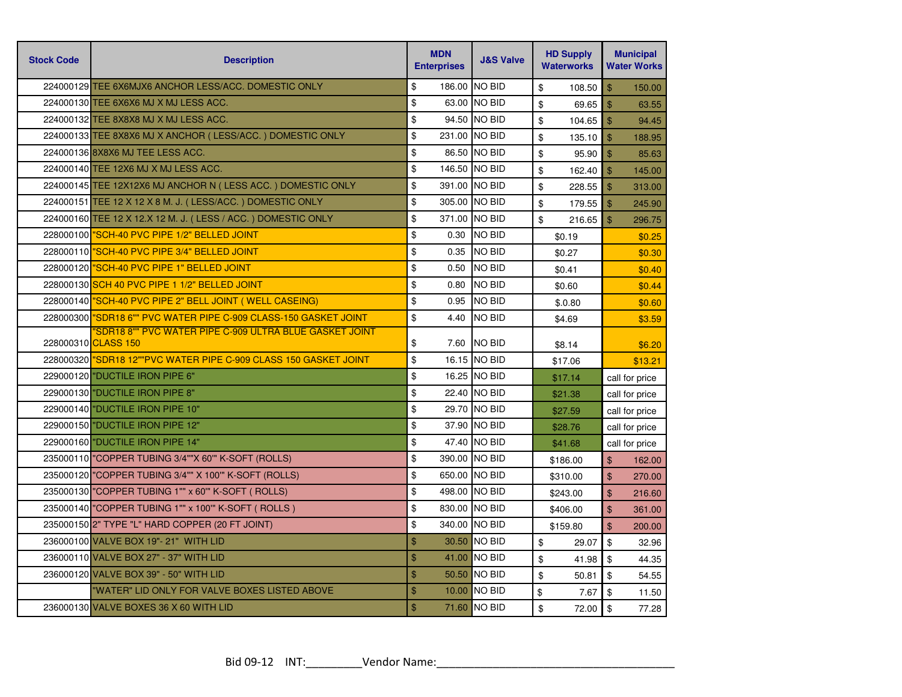| Stock Code | Description | MDN Enterprises | J&S Valve | HD Supply Waterworks | Municipal Water Works |
|---|---|---|---|---|---|
| 224000129 | TEE 6X6MJX6 ANCHOR LESS/ACC. DOMESTIC ONLY | $ 186.00 | NO BID | $ 108.50 | $ 150.00 |
| 224000130 | TEE 6X6X6 MJ X MJ LESS ACC. | $ 63.00 | NO BID | $ 69.65 | $ 63.55 |
| 224000132 | TEE 8X8X8 MJ X MJ LESS ACC. | $ 94.50 | NO BID | $ 104.65 | $ 94.45 |
| 224000133 | TEE 8X8X6 MJ X ANCHOR ( LESS/ACC. ) DOMESTIC ONLY | $ 231.00 | NO BID | $ 135.10 | $ 188.95 |
| 224000136 | 8X8X6 MJ TEE LESS ACC. | $ 86.50 | NO BID | $ 95.90 | $ 85.63 |
| 224000140 | TEE 12X6 MJ X MJ LESS ACC. | $ 146.50 | NO BID | $ 162.40 | $ 145.00 |
| 224000145 | TEE 12X12X6 MJ ANCHOR N ( LESS ACC. ) DOMESTIC ONLY | $ 391.00 | NO BID | $ 228.55 | $ 313.00 |
| 224000151 | TEE 12 X 12 X 8 M. J. ( LESS/ACC. ) DOMESTIC ONLY | $ 305.00 | NO BID | $ 179.55 | $ 245.90 |
| 224000160 | TEE 12 X 12.X 12 M. J. ( LESS / ACC. ) DOMESTIC ONLY | $ 371.00 | NO BID | $ 216.65 | $ 296.75 |
| 228000100 | "SCH-40 PVC PIPE 1/2" BELLED JOINT | $ 0.30 | NO BID | $0.19 | $0.25 |
| 228000110 | "SCH-40 PVC PIPE 3/4" BELLED JOINT | $ 0.35 | NO BID | $0.27 | $0.30 |
| 228000120 | "SCH-40 PVC PIPE 1" BELLED JOINT | $ 0.50 | NO BID | $0.41 | $0.40 |
| 228000130 | SCH 40 PVC PIPE 1 1/2" BELLED JOINT | $ 0.80 | NO BID | $0.60 | $0.44 |
| 228000140 | "SCH-40 PVC PIPE 2" BELL JOINT ( WELL CASEING) | $ 0.95 | NO BID | $.0.80 | $0.60 |
| 228000300 | "SDR18 6"" PVC WATER PIPE C-909 CLASS-150 GASKET JOINT | $ 4.40 | NO BID | $4.69 | $3.59 |
| 228000310 | "SDR18 8"" PVC WATER PIPE C-909 ULTRA BLUE GASKET JOINT CLASS 150 | $ 7.60 | NO BID | $8.14 | $6.20 |
| 228000320 | "SDR18 12""PVC WATER PIPE C-909 CLASS 150 GASKET JOINT | $ 16.15 | NO BID | $17.06 | $13.21 |
| 229000120 | "DUCTILE IRON PIPE 6" | $ 16.25 | NO BID | $17.14 | call for price |
| 229000130 | "DUCTILE IRON PIPE 8" | $ 22.40 | NO BID | $21.38 | call for price |
| 229000140 | "DUCTILE IRON PIPE 10" | $ 29.70 | NO BID | $27.59 | call for price |
| 229000150 | "DUCTILE IRON PIPE 12" | $ 37.90 | NO BID | $28.76 | call for price |
| 229000160 | "DUCTILE IRON PIPE 14" | $ 47.40 | NO BID | $41.68 | call for price |
| 235000110 | "COPPER TUBING 3/4""X 60"' K-SOFT (ROLLS) | $ 390.00 | NO BID | $186.00 | $ 162.00 |
| 235000120 | "COPPER TUBING 3/4"" X 100"' K-SOFT (ROLLS) | $ 650.00 | NO BID | $310.00 | $ 270.00 |
| 235000130 | "COPPER TUBING 1"" x 60"' K-SOFT ( ROLLS) | $ 498.00 | NO BID | $243.00 | $ 216.60 |
| 235000140 | "COPPER TUBING 1"" x 100"' K-SOFT ( ROLLS ) | $ 830.00 | NO BID | $406.00 | $ 361.00 |
| 235000150 | 2" TYPE "L" HARD COPPER (20 FT JOINT) | $ 340.00 | NO BID | $159.80 | $ 200.00 |
| 236000100 | VALVE BOX 19"- 21" WITH LID | $ 30.50 | NO BID | $ 29.07 | $ 32.96 |
| 236000110 | VALVE BOX 27" - 37" WITH LID | $ 41.00 | NO BID | $ 41.98 | $ 44.35 |
| 236000120 | VALVE BOX 39" - 50" WITH LID | $ 50.50 | NO BID | $ 50.81 | $ 54.55 |
| | "WATER" LID ONLY FOR VALVE BOXES LISTED ABOVE | $ 10.00 | NO BID | $ 7.67 | $ 11.50 |
| 236000130 | VALVE BOXES 36 X 60 WITH LID | $ 71.60 | NO BID | $ 72.00 | $ 77.28 |

Bid 09-12 INT:_________Vendor Name:_______________________________________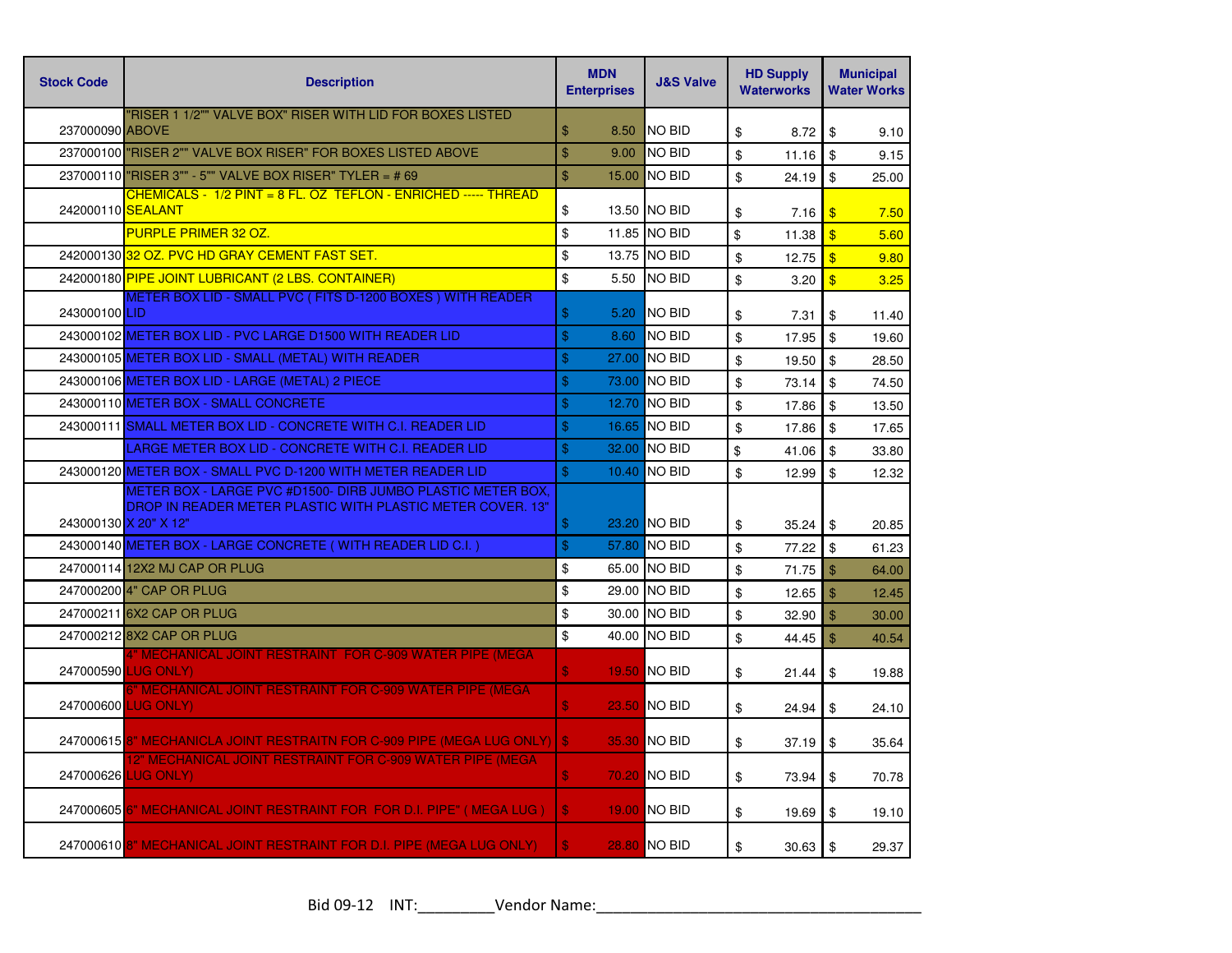| Stock Code | Description | MDN Enterprises | J&S Valve | HD Supply Waterworks | Municipal Water Works |
|---|---|---|---|---|---|
| 237000090 | "RISER 1 1/2"" VALVE BOX" RISER WITH LID FOR BOXES LISTED ABOVE | $ 8.50 | NO BID | $ 8.72 | $ 9.10 |
| 237000100 | "RISER 2"" VALVE BOX RISER" FOR BOXES LISTED ABOVE | $ 9.00 | NO BID | $ 11.16 | $ 9.15 |
| 237000110 | "RISER 3"" - 5"" VALVE BOX RISER" TYLER = # 69 | $ 15.00 | NO BID | $ 24.19 | $ 25.00 |
| 242000110 | CHEMICALS - 1/2 PINT = 8 FL. OZ TEFLON - ENRICHED ----- THREAD SEALANT | $ 13.50 | NO BID | $ 7.16 | $ 7.50 |
| | PURPLE PRIMER 32 OZ. | $ 11.85 | NO BID | $ 11.38 | $ 5.60 |
| 242000130 | 32 OZ. PVC HD GRAY CEMENT FAST SET. | $ 13.75 | NO BID | $ 12.75 | $ 9.80 |
| 242000180 | PIPE JOINT LUBRICANT (2 LBS. CONTAINER) | $ 5.50 | NO BID | $ 3.20 | $ 3.25 |
| 243000100 | METER BOX LID - SMALL PVC ( FITS D-1200 BOXES ) WITH READER LID | $ 5.20 | NO BID | $ 7.31 | $ 11.40 |
| 243000102 | METER BOX LID - PVC LARGE D1500 WITH READER LID | $ 8.60 | NO BID | $ 17.95 | $ 19.60 |
| 243000105 | METER BOX LID - SMALL (METAL) WITH READER | $ 27.00 | NO BID | $ 19.50 | $ 28.50 |
| 243000106 | METER BOX LID - LARGE (METAL) 2 PIECE | $ 73.00 | NO BID | $ 73.14 | $ 74.50 |
| 243000110 | METER BOX - SMALL CONCRETE | $ 12.70 | NO BID | $ 17.86 | $ 13.50 |
| 243000111 | SMALL METER BOX LID - CONCRETE WITH C.I. READER LID | $ 16.65 | NO BID | $ 17.86 | $ 17.65 |
| | LARGE METER BOX LID - CONCRETE WITH C.I. READER LID | $ 32.00 | NO BID | $ 41.06 | $ 33.80 |
| 243000120 | METER BOX - SMALL PVC D-1200 WITH METER READER LID | $ 10.40 | NO BID | $ 12.99 | $ 12.32 |
| 243000130 | METER BOX - LARGE PVC #D1500- DIRB JUMBO PLASTIC METER BOX, DROP IN READER METER PLASTIC WITH PLASTIC METER COVER. 13" X 20" X 12" | $ 23.20 | NO BID | $ 35.24 | $ 20.85 |
| 243000140 | METER BOX - LARGE CONCRETE ( WITH READER LID C.I. ) | $ 57.80 | NO BID | $ 77.22 | $ 61.23 |
| 247000114 | 12X2 MJ CAP OR PLUG | $ 65.00 | NO BID | $ 71.75 | $ 64.00 |
| 247000200 | 4" CAP OR PLUG | $ 29.00 | NO BID | $ 12.65 | $ 12.45 |
| 247000211 | 6X2 CAP OR PLUG | $ 30.00 | NO BID | $ 32.90 | $ 30.00 |
| 247000212 | 8X2 CAP OR PLUG | $ 40.00 | NO BID | $ 44.45 | $ 40.54 |
| 247000590 | 4" MECHANICAL JOINT RESTRAINT FOR C-909 WATER PIPE (MEGA LUG ONLY) | $ 19.50 | NO BID | $ 21.44 | $ 19.88 |
| 247000600 | 6" MECHANICAL JOINT RESTRAINT FOR C-909 WATER PIPE (MEGA LUG ONLY) | $ 23.50 | NO BID | $ 24.94 | $ 24.10 |
| 247000615 | 8" MECHANICLA JOINT RESTRAITN FOR C-909 PIPE (MEGA LUG ONLY) | $ 35.30 | NO BID | $ 37.19 | $ 35.64 |
| 247000626 | 12" MECHANICAL JOINT RESTRAINT FOR C-909 WATER PIPE (MEGA LUG ONLY) | $ 70.20 | NO BID | $ 73.94 | $ 70.78 |
| 247000605 | 6" MECHANICAL JOINT RESTRAINT FOR FOR D.I. PIPE" ( MEGA LUG ) | $ 19.00 | NO BID | $ 19.69 | $ 19.10 |
| 247000610 | 8" MECHANICAL JOINT RESTRAINT FOR D.I. PIPE (MEGA LUG ONLY) | $ 28.80 | NO BID | $ 30.63 | $ 29.37 |

Bid 09-12 INT:_________Vendor Name:______________________________________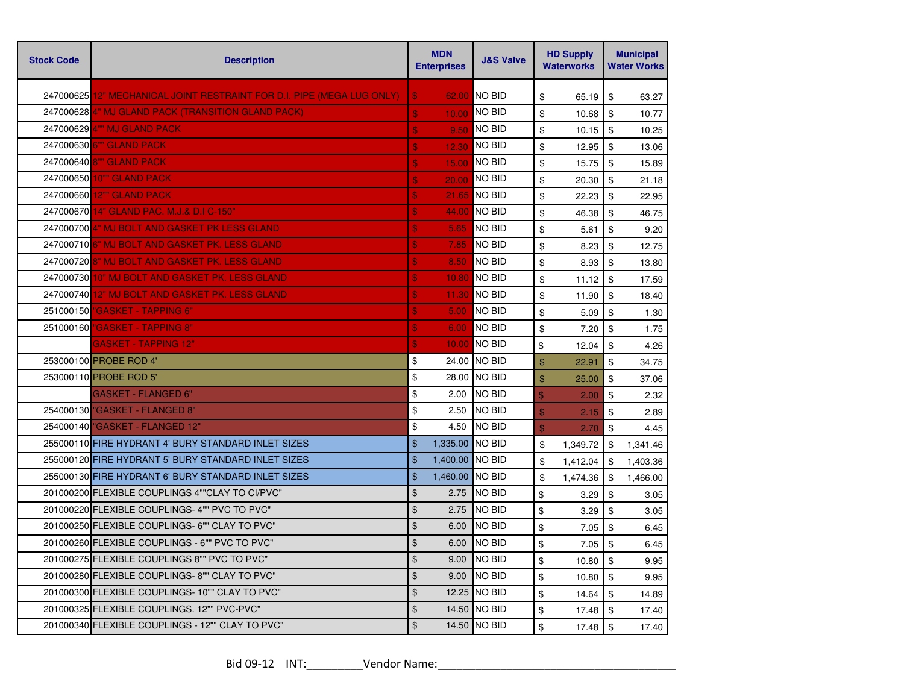| Stock Code | Description | MDN Enterprises | J&S Valve | HD Supply Waterworks | Municipal Water Works |
|---|---|---|---|---|---|
| 247000625 | 12" MECHANICAL JOINT RESTRAINT FOR D.I. PIPE (MEGA LUG ONLY) | $ 62.00 | NO BID | $ 65.19 | $ 63.27 |
| 247000628 | 4" MJ GLAND PACK (TRANSITION GLAND PACK) | $ 10.00 | NO BID | $ 10.68 | $ 10.77 |
| 247000629 | 4"" MJ GLAND PACK | $ 9.50 | NO BID | $ 10.15 | $ 10.25 |
| 247000630 | 6"" GLAND PACK | $ 12.30 | NO BID | $ 12.95 | $ 13.06 |
| 247000640 | 8"" GLAND PACK | $ 15.00 | NO BID | $ 15.75 | $ 15.89 |
| 247000650 | 10"" GLAND PACK | $ 20.00 | NO BID | $ 20.30 | $ 21.18 |
| 247000660 | 12"" GLAND PACK | $ 21.65 | NO BID | $ 22.23 | $ 22.95 |
| 247000670 | 14" GLAND PAC. M.J.& D.I C-150" | $ 44.00 | NO BID | $ 46.38 | $ 46.75 |
| 247000700 | 4" MJ BOLT AND GASKET PK LESS GLAND | $ 5.65 | NO BID | $ 5.61 | $ 9.20 |
| 247000710 | 6" MJ BOLT AND GASKET PK. LESS GLAND | $ 7.85 | NO BID | $ 8.23 | $ 12.75 |
| 247000720 | 8" MJ BOLT AND GASKET PK. LESS GLAND | $ 8.50 | NO BID | $ 8.93 | $ 13.80 |
| 247000730 | 10" MJ BOLT AND GASKET PK. LESS GLAND | $ 10.80 | NO BID | $ 11.12 | $ 17.59 |
| 247000740 | 12" MJ BOLT AND GASKET PK. LESS GLAND | $ 11.30 | NO BID | $ 11.90 | $ 18.40 |
| 251000150 | "GASKET - TAPPING 6" | $ 5.00 | NO BID | $ 5.09 | $ 1.30 |
| 251000160 | "GASKET - TAPPING 8" | $ 6.00 | NO BID | $ 7.20 | $ 1.75 |
| | GASKET - TAPPING 12" | $ 10.00 | NO BID | $ 12.04 | $ 4.26 |
| 253000100 | PROBE ROD 4' | $ 24.00 | NO BID | $ 22.91 | $ 34.75 |
| 253000110 | PROBE ROD 5' | $ 28.00 | NO BID | $ 25.00 | $ 37.06 |
| | GASKET - FLANGED 6" | $ 2.00 | NO BID | $ 2.00 | $ 2.32 |
| 254000130 | "GASKET - FLANGED 8" | $ 2.50 | NO BID | $ 2.15 | $ 2.89 |
| 254000140 | "GASKET - FLANGED 12" | $ 4.50 | NO BID | $ 2.70 | $ 4.45 |
| 255000110 | FIRE HYDRANT 4' BURY STANDARD INLET SIZES | $ 1,335.00 | NO BID | $ 1,349.72 | $ 1,341.46 |
| 255000120 | FIRE HYDRANT 5' BURY STANDARD INLET SIZES | $ 1,400.00 | NO BID | $ 1,412.04 | $ 1,403.36 |
| 255000130 | FIRE HYDRANT 6' BURY STANDARD INLET SIZES | $ 1,460.00 | NO BID | $ 1,474.36 | $ 1,466.00 |
| 201000200 | FLEXIBLE COUPLINGS 4""CLAY TO CI/PVC" | $ 2.75 | NO BID | $ 3.29 | $ 3.05 |
| 201000220 | FLEXIBLE COUPLINGS- 4"" PVC TO PVC" | $ 2.75 | NO BID | $ 3.29 | $ 3.05 |
| 201000250 | FLEXIBLE COUPLINGS- 6"" CLAY TO PVC" | $ 6.00 | NO BID | $ 7.05 | $ 6.45 |
| 201000260 | FLEXIBLE COUPLINGS - 6"" PVC TO PVC" | $ 6.00 | NO BID | $ 7.05 | $ 6.45 |
| 201000275 | FLEXIBLE COUPLINGS 8"" PVC TO PVC" | $ 9.00 | NO BID | $ 10.80 | $ 9.95 |
| 201000280 | FLEXIBLE COUPLINGS- 8"" CLAY TO PVC" | $ 9.00 | NO BID | $ 10.80 | $ 9.95 |
| 201000300 | FLEXIBLE COUPLINGS- 10"" CLAY TO PVC" | $ 12.25 | NO BID | $ 14.64 | $ 14.89 |
| 201000325 | FLEXIBLE COUPLINGS. 12"" PVC-PVC" | $ 14.50 | NO BID | $ 17.48 | $ 17.40 |
| 201000340 | FLEXIBLE COUPLINGS - 12"" CLAY TO PVC" | $ 14.50 | NO BID | $ 17.48 | $ 17.40 |

Bid 09-12 INT:_________Vendor Name:________________________________________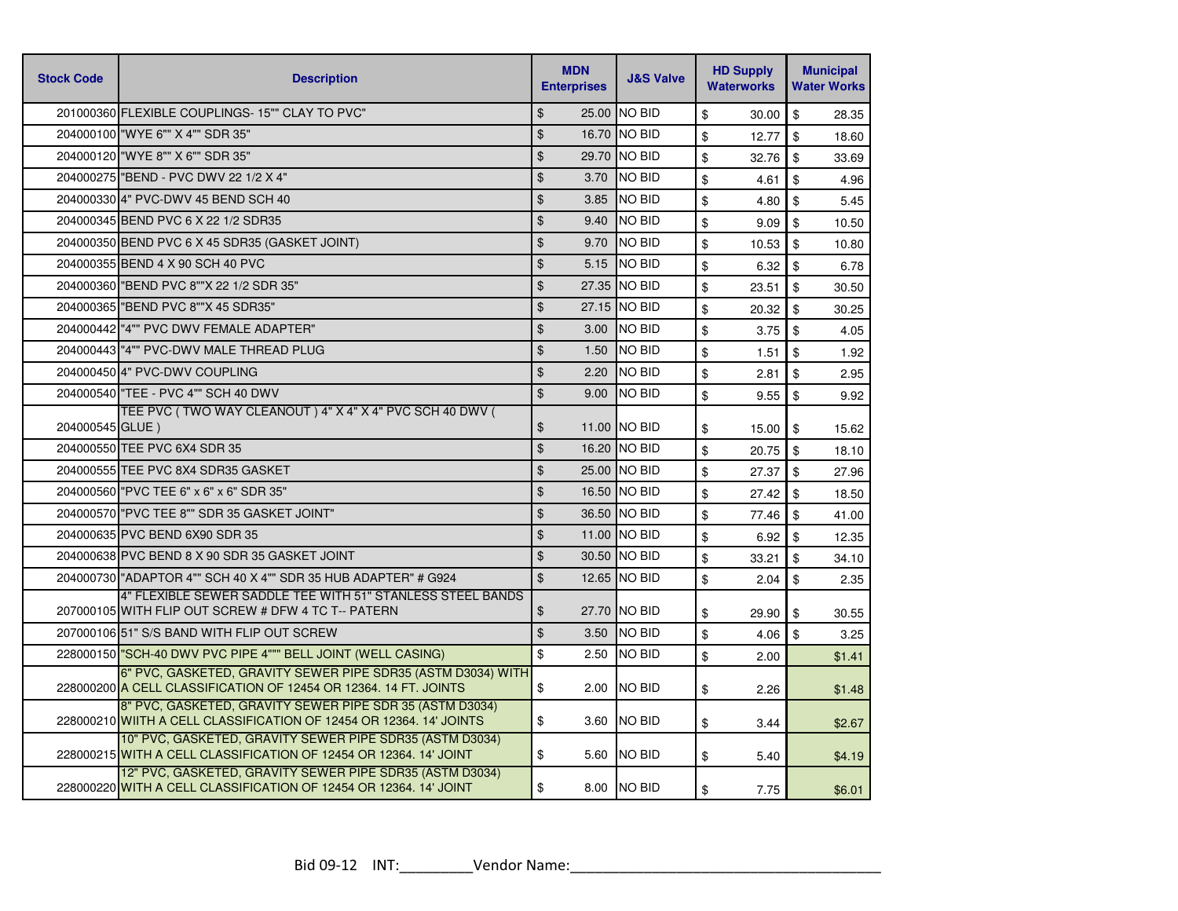| Stock Code | Description | MDN Enterprises | J&S Valve | HD Supply Waterworks | Municipal Water Works |
|---|---|---|---|---|---|
| 201000360 | FLEXIBLE COUPLINGS- 15"" CLAY TO PVC" | $ 25.00 | NO BID | $ 30.00 | $ 28.35 |
| 204000100 | "WYE 6"" X 4"" SDR 35" | $ 16.70 | NO BID | $ 12.77 | $ 18.60 |
| 204000120 | "WYE 8"" X 6"" SDR 35" | $ 29.70 | NO BID | $ 32.76 | $ 33.69 |
| 204000275 | "BEND - PVC DWV 22 1/2 X 4" | $ 3.70 | NO BID | $ 4.61 | $ 4.96 |
| 204000330 | 4" PVC-DWV 45 BEND SCH 40 | $ 3.85 | NO BID | $ 4.80 | $ 5.45 |
| 204000345 | BEND PVC 6 X 22 1/2 SDR35 | $ 9.40 | NO BID | $ 9.09 | $ 10.50 |
| 204000350 | BEND PVC 6 X 45 SDR35 (GASKET JOINT) | $ 9.70 | NO BID | $ 10.53 | $ 10.80 |
| 204000355 | BEND 4 X 90 SCH 40 PVC | $ 5.15 | NO BID | $ 6.32 | $ 6.78 |
| 204000360 | "BEND PVC 8""X 22 1/2 SDR 35" | $ 27.35 | NO BID | $ 23.51 | $ 30.50 |
| 204000365 | "BEND PVC 8""X 45 SDR35" | $ 27.15 | NO BID | $ 20.32 | $ 30.25 |
| 204000442 | "4"" PVC DWV FEMALE ADAPTER" | $ 3.00 | NO BID | $ 3.75 | $ 4.05 |
| 204000443 | "4"" PVC-DWV MALE THREAD PLUG | $ 1.50 | NO BID | $ 1.51 | $ 1.92 |
| 204000450 | 4" PVC-DWV COUPLING | $ 2.20 | NO BID | $ 2.81 | $ 2.95 |
| 204000540 | "TEE - PVC 4"" SCH 40 DWV | $ 9.00 | NO BID | $ 9.55 | $ 9.92 |
| 204000545 | TEE PVC ( TWO WAY CLEANOUT ) 4" X 4" X 4" PVC SCH 40 DWV ( GLUE ) | $ 11.00 | NO BID | $ 15.00 | $ 15.62 |
| 204000550 | TEE PVC 6X4 SDR 35 | $ 16.20 | NO BID | $ 20.75 | $ 18.10 |
| 204000555 | TEE PVC 8X4 SDR35 GASKET | $ 25.00 | NO BID | $ 27.37 | $ 27.96 |
| 204000560 | "PVC TEE 6" x 6" x 6" SDR 35" | $ 16.50 | NO BID | $ 27.42 | $ 18.50 |
| 204000570 | "PVC TEE 8"" SDR 35 GASKET JOINT" | $ 36.50 | NO BID | $ 77.46 | $ 41.00 |
| 204000635 | PVC BEND 6X90 SDR 35 | $ 11.00 | NO BID | $ 6.92 | $ 12.35 |
| 204000638 | PVC BEND 8 X 90 SDR 35 GASKET JOINT | $ 30.50 | NO BID | $ 33.21 | $ 34.10 |
| 204000730 | "ADAPTOR 4"" SCH 40 X 4"" SDR 35 HUB ADAPTER" # G924 | $ 12.65 | NO BID | $ 2.04 | $ 2.35 |
| 207000105 | 4" FLEXIBLE SEWER SADDLE TEE WITH 51" STANLESS STEEL BANDS WITH FLIP OUT SCREW # DFW 4 TC T-- PATERN | $ 27.70 | NO BID | $ 29.90 | $ 30.55 |
| 207000106 | 51" S/S BAND WITH FLIP OUT SCREW | $ 3.50 | NO BID | $ 4.06 | $ 3.25 |
| 228000150 | "SCH-40 DWV PVC PIPE 4"" BELL JOINT (WELL CASING) | $ 2.50 | NO BID | $ 2.00 | $1.41 |
| 228000200 | 6" PVC, GASKETED, GRAVITY SEWER PIPE SDR35 (ASTM D3034) WITH A CELL CLASSIFICATION OF 12454 OR 12364. 14 FT. JOINTS | $ 2.00 | NO BID | $ 2.26 | $1.48 |
| 228000210 | 8" PVC, GASKETED, GRAVITY SEWER PIPE SDR 35 (ASTM D3034) WIITH A CELL CLASSIFICATION OF 12454 OR 12364. 14' JOINTS | $ 3.60 | NO BID | $ 3.44 | $2.67 |
| 228000215 | 10" PVC, GASKETED, GRAVITY SEWER PIPE SDR35 (ASTM D3034) WITH A CELL CLASSIFICATION OF 12454 OR 12364. 14' JOINT | $ 5.60 | NO BID | $ 5.40 | $4.19 |
| 228000220 | 12" PVC, GASKETED, GRAVITY SEWER PIPE SDR35 (ASTM D3034) WITH A CELL CLASSIFICATION OF 12454 OR 12364. 14' JOINT | $ 8.00 | NO BID | $ 7.75 | $6.01 |

Bid 09-12 INT:_________ Vendor Name:_______________________________________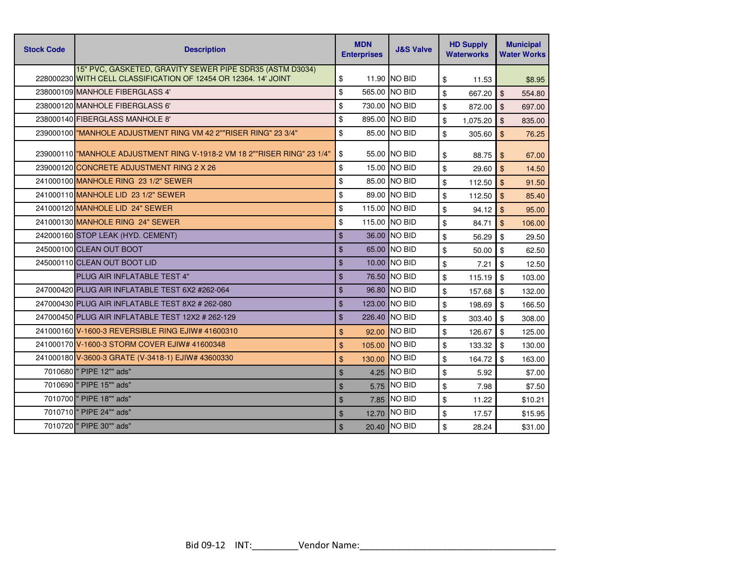| Stock Code | Description | MDN Enterprises | J&S Valve | HD Supply Waterworks | Municipal Water Works |
|---|---|---|---|---|---|
| 228000230 | 15" PVC, GASKETED, GRAVITY SEWER PIPE SDR35 (ASTM D3034) WITH CELL CLASSIFICATION OF 12454 OR 12364. 14' JOINT | $ 11.90 | NO BID | $ 11.53 | $8.95 |
| 238000109 | MANHOLE FIBERGLASS 4' | $ 565.00 | NO BID | $ 667.20 | $ 554.80 |
| 238000120 | MANHOLE FIBERGLASS 6' | $ 730.00 | NO BID | $ 872.00 | $ 697.00 |
| 238000140 | FIBERGLASS MANHOLE 8' | $ 895.00 | NO BID | $ 1,075.20 | $ 835.00 |
| 239000100 | "MANHOLE ADJUSTMENT RING VM 42 2""RISER RING" 23 3/4" | $ 85.00 | NO BID | $ 305.60 | $ 76.25 |
| 239000110 | "MANHOLE ADJUSTMENT RING V-1918-2 VM 18 2""RISER RING" 23 1/4" | $ 55.00 | NO BID | $ 88.75 | $ 67.00 |
| 239000120 | CONCRETE ADJUSTMENT RING 2 X 26 | $ 15.00 | NO BID | $ 29.60 | $ 14.50 |
| 241000100 | MANHOLE RING 23 1/2" SEWER | $ 85.00 | NO BID | $ 112.50 | $ 91.50 |
| 241000110 | MANHOLE LID 23 1/2" SEWER | $ 89.00 | NO BID | $ 112.50 | $ 85.40 |
| 241000120 | MANHOLE LID 24" SEWER | $ 115.00 | NO BID | $ 94.12 | $ 95.00 |
| 241000130 | MANHOLE RING 24" SEWER | $ 115.00 | NO BID | $ 84.71 | $ 106.00 |
| 242000160 | STOP LEAK (HYD. CEMENT) | $ 36.00 | NO BID | $ 56.29 | $ 29.50 |
| 245000100 | CLEAN OUT BOOT | $ 65.00 | NO BID | $ 50.00 | $ 62.50 |
| 245000110 | CLEAN OUT BOOT LID | $ 10.00 | NO BID | $ 7.21 | $ 12.50 |
| | PLUG AIR INFLATABLE TEST 4" | $ 76.50 | NO BID | $ 115.19 | $ 103.00 |
| 247000420 | PLUG AIR INFLATABLE TEST 6X2 #262-064 | $ 96.80 | NO BID | $ 157.68 | $ 132.00 |
| 247000430 | PLUG AIR INFLATABLE TEST 8X2 # 262-080 | $ 123.00 | NO BID | $ 198.69 | $ 166.50 |
| 247000450 | PLUG AIR INFLATABLE TEST 12X2 # 262-129 | $ 226.40 | NO BID | $ 303.40 | $ 308.00 |
| 241000160 | V-1600-3 REVERSIBLE RING EJIW# 41600310 | $ 92.00 | NO BID | $ 126.67 | $ 125.00 |
| 241000170 | V-1600-3 STORM COVER EJIW# 41600348 | $ 105.00 | NO BID | $ 133.32 | $ 130.00 |
| 241000180 | V-3600-3 GRATE (V-3418-1) EJIW# 43600330 | $ 130.00 | NO BID | $ 164.72 | $ 163.00 |
| 7010680 | " PIPE 12"" ads" | $ 4.25 | NO BID | $ 5.92 | $7.00 |
| 7010690 | " PIPE 15"" ads" | $ 5.75 | NO BID | $ 7.98 | $7.50 |
| 7010700 | " PIPE 18"" ads" | $ 7.85 | NO BID | $ 11.22 | $10.21 |
| 7010710 | " PIPE 24"" ads" | $ 12.70 | NO BID | $ 17.57 | $15.95 |
| 7010720 | " PIPE 30"" ads" | $ 20.40 | NO BID | $ 28.24 | $31.00 |

Bid 09-12 INT:_________Vendor Name:________________________________________